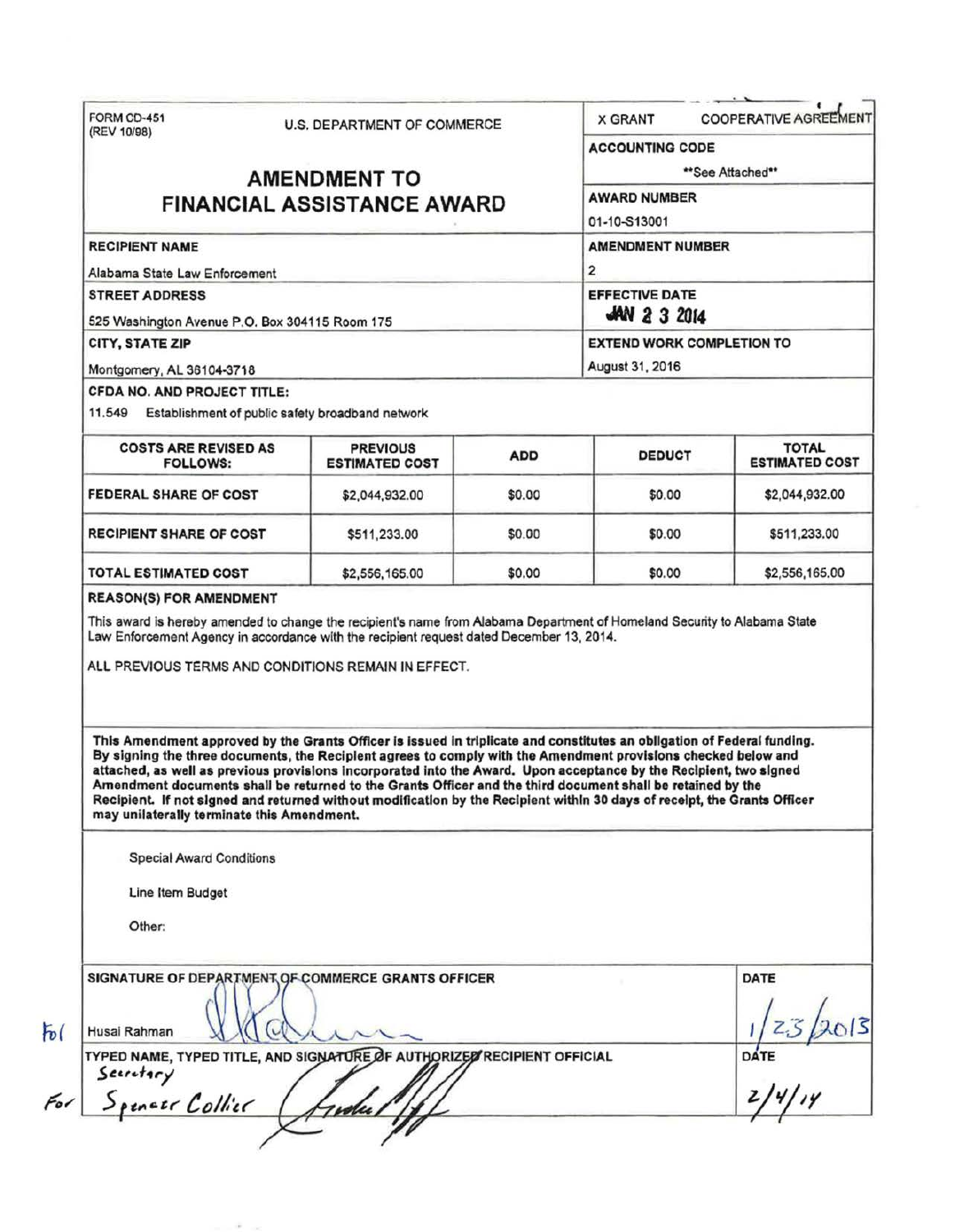FORM CD-451
(REV 10/98)

U.S. DEPARTMENT OF COMMERCE

X GRANT COOPERATIVE AGREEMENT

# AMENDMENT TO FINANCIAL ASSISTANCE AWARD

| | |
|---|---|
| **ACCOUNTING CODE** | **See Attached** |
| **AWARD NUMBER** | 01-10-S13001 |
| **RECIPIENT NAME** | Alabama State Law Enforcement |
| **AMENDMENT NUMBER** | 2 |
| **STREET ADDRESS** | 525 Washington Avenue P.O. Box 304115 Room 175 |
| **EFFECTIVE DATE** | JAN 23 2014 |
| **CITY, STATE ZIP** | Montgomery, AL 36104-3718 |
| **EXTEND WORK COMPLETION TO** | August 31, 2016 |

**CFDA NO. AND PROJECT TITLE:**

11.549 Establishment of public safety broadband network

| COSTS ARE REVISED AS FOLLOWS: | PREVIOUS ESTIMATED COST | ADD | DEDUCT | TOTAL ESTIMATED COST |
|---|---|---|---|---|
| FEDERAL SHARE OF COST | $2,044,932.00 | $0.00 | $0.00 | $2,044,932.00 |
| RECIPIENT SHARE OF COST | $511,233.00 | $0.00 | $0.00 | $511,233.00 |
| TOTAL ESTIMATED COST | $2,556,165.00 | $0.00 | $0.00 | $2,556,165.00 |

**REASON(S) FOR AMENDMENT**

This award is hereby amended to change the recipient's name from Alabama Department of Homeland Security to Alabama State Law Enforcement Agency in accordance with the recipient request dated December 13, 2014.

ALL PREVIOUS TERMS AND CONDITIONS REMAIN IN EFFECT.

**This Amendment approved by the Grants Officer is issued in triplicate and constitutes an obligation of Federal funding. By signing the three documents, the Recipient agrees to comply with the Amendment provisions checked below and attached, as well as previous provisions incorporated into the Award. Upon acceptance by the Recipient, two signed Amendment documents shall be returned to the Grants Officer and the third document shall be retained by the Recipient. If not signed and returned without modification by the Recipient within 30 days of receipt, the Grants Officer may unilaterally terminate this Amendment.**

Special Award Conditions

Line Item Budget

Other:

| SIGNATURE OF DEPARTMENT OF COMMERCE GRANTS OFFICER | DATE |
|---|---|
| For Husai Rahman | 1/23/2013 |
| **TYPED NAME, TYPED TITLE, AND SIGNATURE OF AUTHORIZED RECIPIENT OFFICIAL** | **DATE** |
| For Spencer Collier, Secretary | 2/4/14 |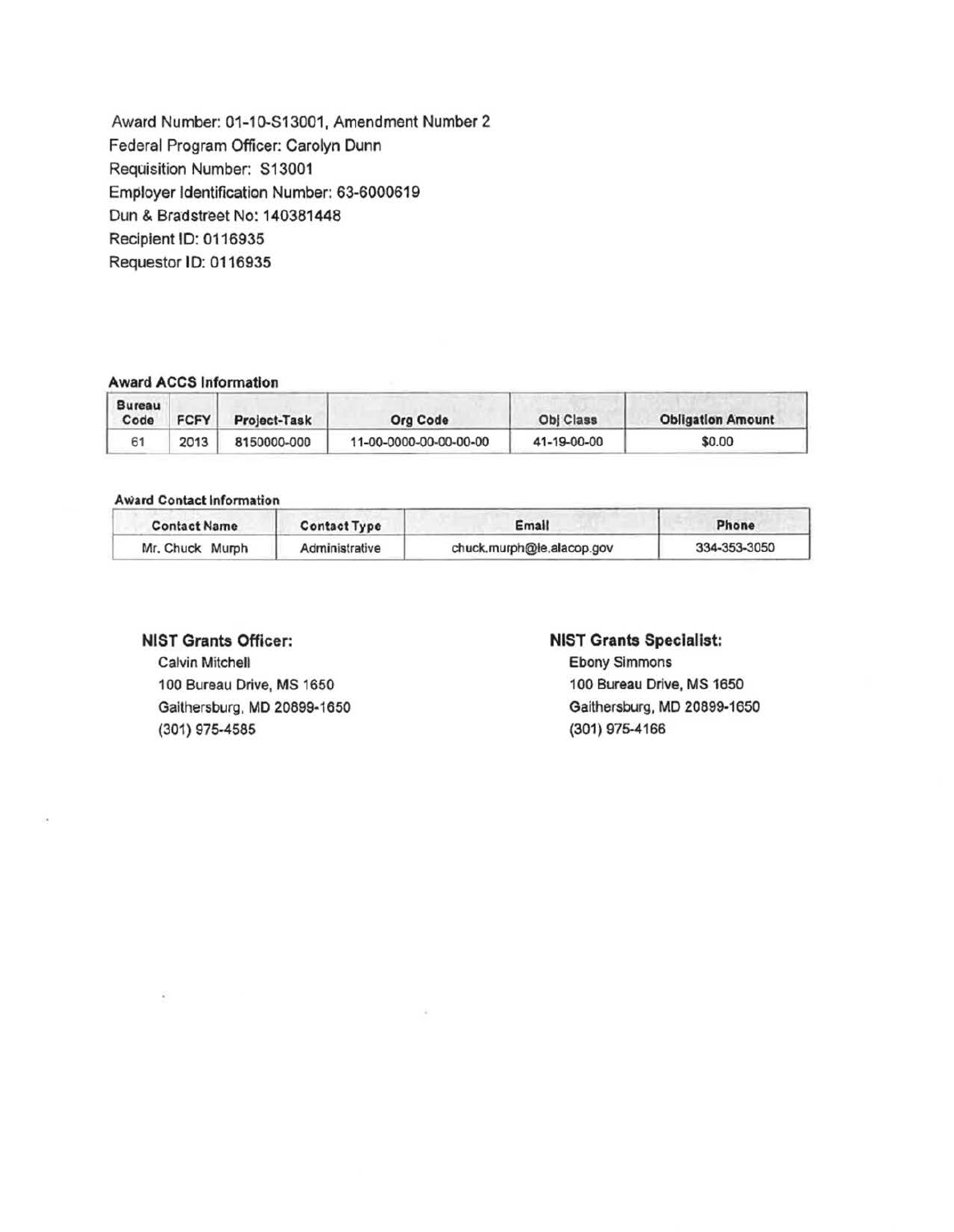Award Number: 01-10-S13001, Amendment Number 2
Federal Program Officer: Carolyn Dunn
Requisition Number: S13001
Employer Identification Number: 63-6000619
Dun & Bradstreet No: 140381448
Recipient ID: 0116935
Requestor ID: 0116935

**Award ACCS Information**

| Bureau Code | FCFY | Project-Task | Org Code | Obj Class | Obligation Amount |
|---|---|---|---|---|---|
| 61 | 2013 | 8150000-000 | 11-00-0000-00-00-00-00 | 41-19-00-00 | $0.00 |

**Award Contact Information**

| Contact Name | Contact Type | Email | Phone |
|---|---|---|---|
| Mr. Chuck Murph | Administrative | chuck.murph@le.alacop.gov | 334-353-3050 |

**NIST Grants Officer:**
Calvin Mitchell
100 Bureau Drive, MS 1650
Gaithersburg, MD 20899-1650
(301) 975-4585

**NIST Grants Specialist:**
Ebony Simmons
100 Bureau Drive, MS 1650
Gaithersburg, MD 20899-1650
(301) 975-4166